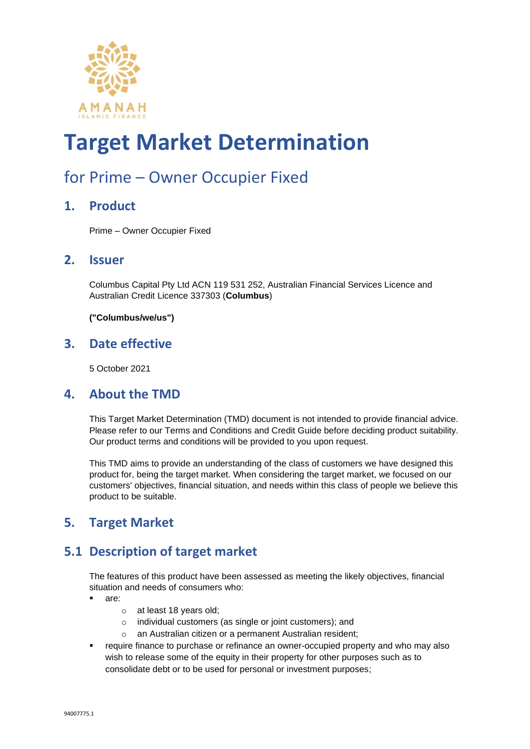AMANAH
ISLAMIC FINANCE

# Target Market Determination

## for Prime – Owner Occupier Fixed

## 1. Product

Prime – Owner Occupier Fixed

## 2. Issuer

Columbus Capital Pty Ltd ACN 119 531 252, Australian Financial Services Licence and Australian Credit Licence 337303 (**Columbus**)

**("Columbus/we/us")**

## 3. Date effective

5 October 2021

## 4. About the TMD

This Target Market Determination (TMD) document is not intended to provide financial advice. Please refer to our Terms and Conditions and Credit Guide before deciding product suitability. Our product terms and conditions will be provided to you upon request.

This TMD aims to provide an understanding of the class of customers we have designed this product for, being the target market. When considering the target market, we focused on our customers' objectives, financial situation, and needs within this class of people we believe this product to be suitable.

## 5. Target Market

## 5.1 Description of target market

The features of this product have been assessed as meeting the likely objectives, financial situation and needs of consumers who:

- are:
  - at least 18 years old;
  - individual customers (as single or joint customers); and
  - an Australian citizen or a permanent Australian resident;
- require finance to purchase or refinance an owner-occupied property and who may also wish to release some of the equity in their property for other purposes such as to consolidate debt or to be used for personal or investment purposes;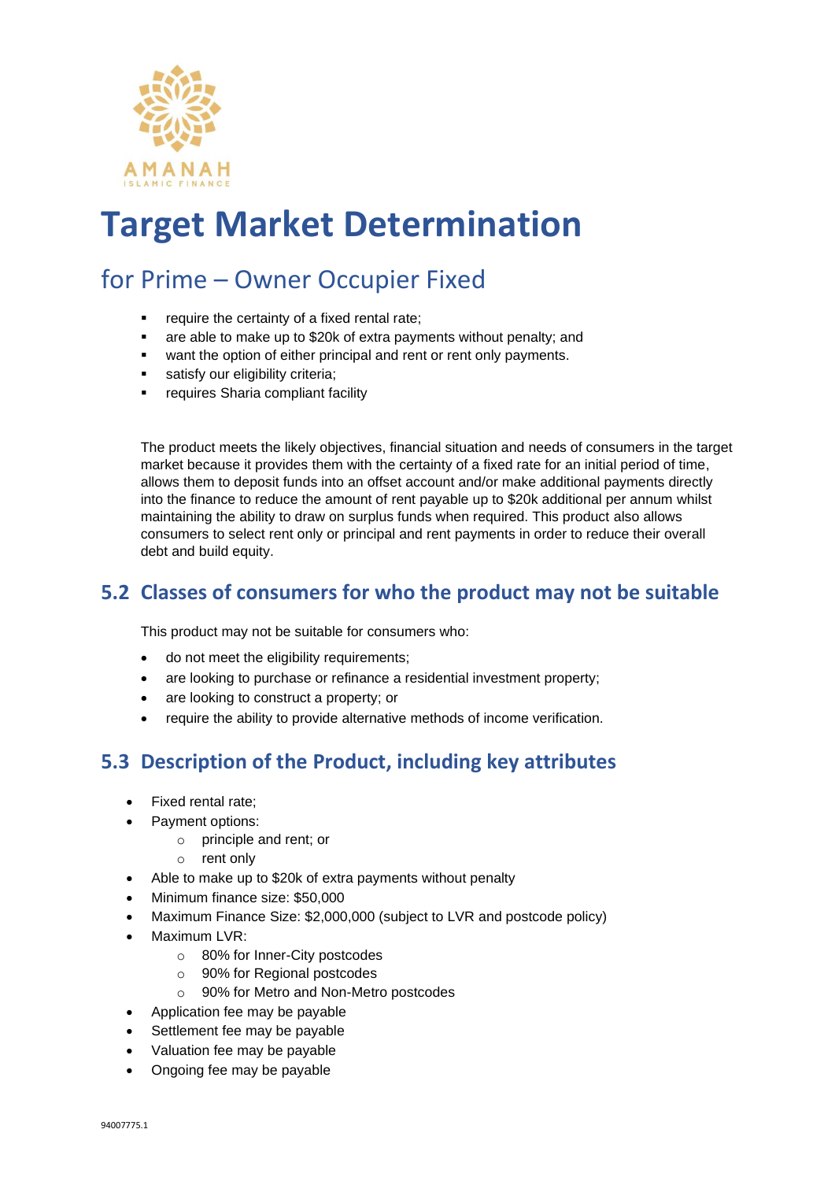AMANAH
ISLAMIC FINANCE

# Target Market Determination

## for Prime – Owner Occupier Fixed

- require the certainty of a fixed rental rate;
- are able to make up to $20k of extra payments without penalty; and
- want the option of either principal and rent or rent only payments.
- satisfy our eligibility criteria;
- requires Sharia compliant facility

The product meets the likely objectives, financial situation and needs of consumers in the target market because it provides them with the certainty of a fixed rate for an initial period of time, allows them to deposit funds into an offset account and/or make additional payments directly into the finance to reduce the amount of rent payable up to $20k additional per annum whilst maintaining the ability to draw on surplus funds when required. This product also allows consumers to select rent only or principal and rent payments in order to reduce their overall debt and build equity.

### 5.2 Classes of consumers for who the product may not be suitable

This product may not be suitable for consumers who:

- do not meet the eligibility requirements;
- are looking to purchase or refinance a residential investment property;
- are looking to construct a property; or
- require the ability to provide alternative methods of income verification.

### 5.3 Description of the Product, including key attributes

- Fixed rental rate;
- Payment options:
  - principle and rent; or
  - rent only
- Able to make up to $20k of extra payments without penalty
- Minimum finance size: $50,000
- Maximum Finance Size: $2,000,000 (subject to LVR and postcode policy)
- Maximum LVR:
  - 80% for Inner-City postcodes
  - 90% for Regional postcodes
  - 90% for Metro and Non-Metro postcodes
- Application fee may be payable
- Settlement fee may be payable
- Valuation fee may be payable
- Ongoing fee may be payable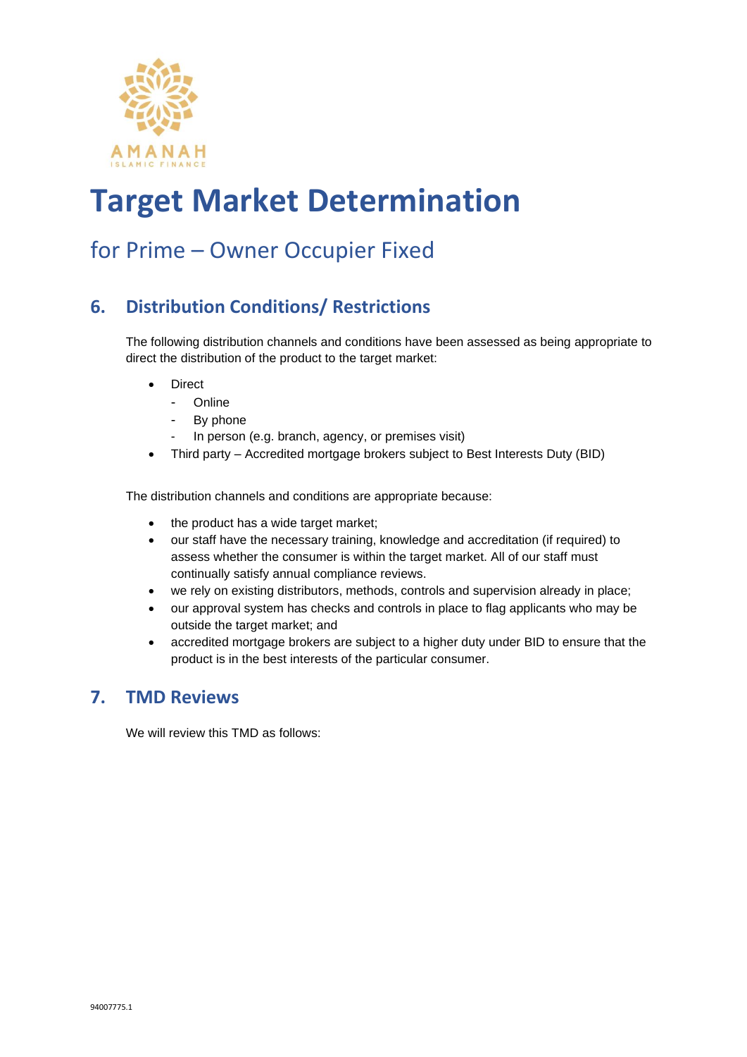# Target Market Determination

## for Prime – Owner Occupier Fixed

## 6. Distribution Conditions/ Restrictions

The following distribution channels and conditions have been assessed as being appropriate to direct the distribution of the product to the target market:

- Direct
  - Online
  - By phone
  - In person (e.g. branch, agency, or premises visit)
- Third party – Accredited mortgage brokers subject to Best Interests Duty (BID)

The distribution channels and conditions are appropriate because:

- the product has a wide target market;
- our staff have the necessary training, knowledge and accreditation (if required) to assess whether the consumer is within the target market. All of our staff must continually satisfy annual compliance reviews.
- we rely on existing distributors, methods, controls and supervision already in place;
- our approval system has checks and controls in place to flag applicants who may be outside the target market; and
- accredited mortgage brokers are subject to a higher duty under BID to ensure that the product is in the best interests of the particular consumer.

## 7. TMD Reviews

We will review this TMD as follows:

94007775.1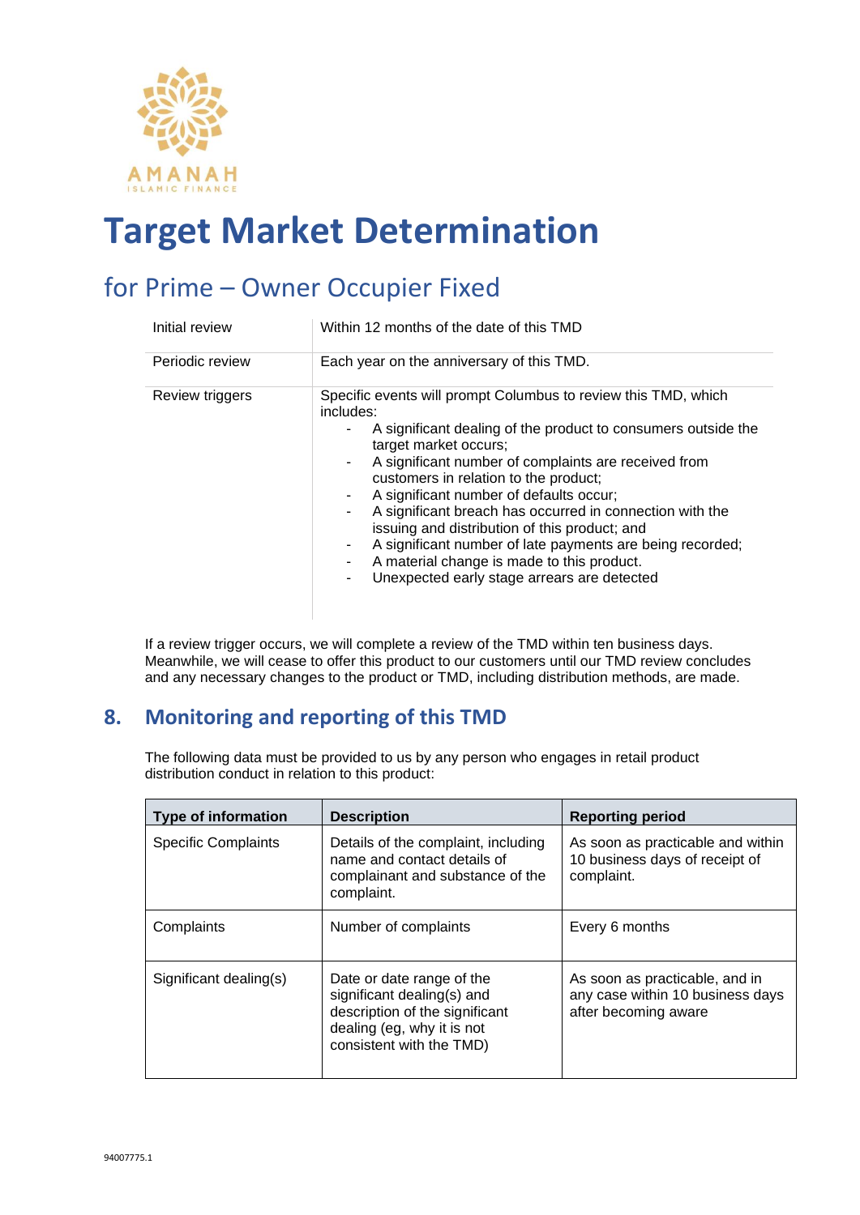# Target Market Determination

## for Prime – Owner Occupier Fixed

| | |
|---|---|
| Initial review | Within 12 months of the date of this TMD |
| Periodic review | Each year on the anniversary of this TMD. |
| Review triggers | Specific events will prompt Columbus to review this TMD, which includes:<br>- A significant dealing of the product to consumers outside the target market occurs;<br>- A significant number of complaints are received from customers in relation to the product;<br>- A significant number of defaults occur;<br>- A significant breach has occurred in connection with the issuing and distribution of this product; and<br>- A significant number of late payments are being recorded;<br>- A material change is made to this product.<br>- Unexpected early stage arrears are detected |

If a review trigger occurs, we will complete a review of the TMD within ten business days. Meanwhile, we will cease to offer this product to our customers until our TMD review concludes and any necessary changes to the product or TMD, including distribution methods, are made.

## 8. Monitoring and reporting of this TMD

The following data must be provided to us by any person who engages in retail product distribution conduct in relation to this product:

| Type of information | Description | Reporting period |
|---|---|---|
| Specific Complaints | Details of the complaint, including name and contact details of complainant and substance of the complaint. | As soon as practicable and within 10 business days of receipt of complaint. |
| Complaints | Number of complaints | Every 6 months |
| Significant dealing(s) | Date or date range of the significant dealing(s) and description of the significant dealing (eg, why it is not consistent with the TMD) | As soon as practicable, and in any case within 10 business days after becoming aware |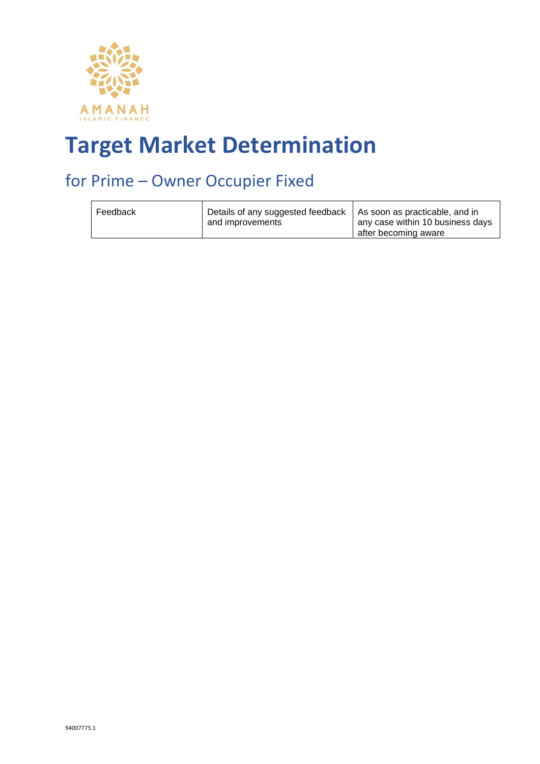# Target Market Determination

## for Prime – Owner Occupier Fixed

| | | |
|---|---|---|
| Feedback | Details of any suggested feedback and improvements | As soon as practicable, and in any case within 10 business days after becoming aware |

94007775.1